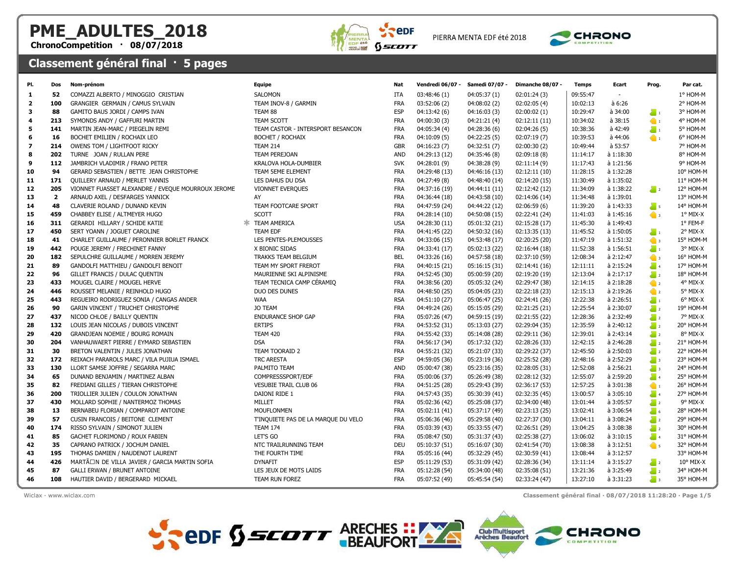# PME_ADULTES_2018

**ChronoCompetition · 08/07/2018**

PIERRA MENTA EDF été 2018

## Classement général final · 5 pages

| Pl. | Dos | Nom-prénom | Equipe | Nat | Vendredi 06/07 - | Samedi 07/07 - | Dimanche 08/07 - | Temps | Ecart | Prog. | Par cat. |
|---|---|---|---|---|---|---|---|---|---|---|---|
| 1 | 52 | COMAZZI ALBERTO / MINOGGIO CRISTIAN | SALOMON | ITA | 03:48:46 (1) | 04:05:37 (1) | 02:01:24 (3) | 09:55:47 | - | | 1° HOM-M |
| 2 | 100 | GRANGIER GERMAIN / CAMUS SYLVAIN | TEAM INOV-8 / GARMIN | FRA | 03:52:06 (2) | 04:08:02 (2) | 02:02:05 (4) | 10:02:13 | à 6:26 | | 2° HOM-M |
| 3 | 88 | GAMITO BAUS JORDI / CAMPS IVAN | TEAM 88 | ESP | 04:13:42 (6) | 04:16:03 (3) | 02:00:02 (1) | 10:29:47 | à 34:00 | 1 | 3° HOM-M |
| 4 | 213 | SYMONDS ANDY / GAFFURI MARTIN | TEAM SCOTT | FRA | 04:00:30 (3) | 04:21:21 (4) | 02:12:11 (11) | 10:34:02 | à 38:15 | 1 | 4° HOM-M |
| 5 | 141 | MARTIN JEAN-MARC / PIEGELIN REMI | TEAM CASTOR - INTERSPORT BESANCON | FRA | 04:05:34 (4) | 04:28:36 (6) | 02:04:26 (5) | 10:38:36 | à 42:49 | 1 | 5° HOM-M |
| 6 | 16 | BOCHET EMILIEN / ROCHAIX LEO | BOCHET / ROCHAIX | FRA | 04:10:09 (5) | 04:22:25 (5) | 02:07:19 (7) | 10:39:53 | à 44:06 | 1 | 6° HOM-M |
| 7 | 214 | OWENS TOM / LIGHTFOOT RICKY | TEAM 214 | GBR | 04:16:23 (7) | 04:32:51 (7) | 02:00:30 (2) | 10:49:44 | à 53:57 | | 7° HOM-M |
| 8 | 202 | TURNE JOAN / RULLAN PERE | TEAM PEREJOAN | AND | 04:29:13 (12) | 04:35:46 (8) | 02:09:18 (8) | 11:14:17 | à 1:18:30 | | 8° HOM-M |
| 9 | 112 | JAMBRICH VLADIMIR / FRANO PETER | KRALOVA HOLA-DUMBIER | SVK | 04:28:01 (9) | 04:38:28 (9) | 02:11:14 (9) | 11:17:43 | à 1:21:56 | | 9° HOM-M |
| 10 | 94 | GERARD SEBASTIEN / BETTE JEAN CHRISTOPHE | TEAM 5EME ELEMENT | FRA | 04:29:48 (13) | 04:46:16 (13) | 02:12:11 (10) | 11:28:15 | à 1:32:28 | | 10° HOM-M |
| 11 | 171 | QUILLERY ARNAUD / MERLET YANNIS | LES DAHUS DU DSA | FRA | 04:27:49 (8) | 04:48:40 (14) | 02:14:20 (15) | 11:30:49 | à 1:35:02 | | 11° HOM-M |
| 12 | 205 | VIONNET FUASSET ALEXANDRE / EVEQUE MOURROUX JEROME | VIONNET EVERQUES | FRA | 04:37:16 (19) | 04:44:11 (11) | 02:12:42 (12) | 11:34:09 | à 1:38:22 | 2 | 12° HOM-M |
| 13 | 2 | ARNAUD AXEL / DESFARGES YANNICK | AY | FRA | 04:36:44 (18) | 04:43:58 (10) | 02:14:06 (14) | 11:34:48 | à 1:39:01 | | 13° HOM-M |
| 14 | 48 | CLAVERIE ROLAND / DUNAND KEVIN | TEAM FOOTCARE SPORT | FRA | 04:47:59 (24) | 04:44:22 (12) | 02:06:59 (6) | 11:39:20 | à 1:43:33 | 5 | 14° HOM-M |
| 15 | 459 | CHABBEY ELISE / ALTMEYER HUGO | SCOTT | FRA | 04:28:14 (10) | 04:50:08 (15) | 02:22:41 (24) | 11:41:03 | à 1:45:16 | 3 | 1° MIX-X |
| 16 | 311 | GERARDI HILLARY / SCHIDE KATIE | TEAM AMERICA | USA | 04:28:30 (11) | 05:01:32 (21) | 02:15:28 (17) | 11:45:30 | à 1:49:43 | | 1° FEM-F |
| 17 | 450 | SERT YOANN / JOGUET CAROLINE | TEAM EDF | FRA | 04:41:45 (22) | 04:50:32 (16) | 02:13:35 (13) | 11:45:52 | à 1:50:05 | 1 | 2° MIX-X |
| 18 | 41 | CHARLET GUILLAUME / PERONNIER BORLET FRANCK | LES PENTES-PLEMOUSSES | FRA | 04:33:06 (15) | 04:53:48 (17) | 02:20:25 (20) | 11:47:19 | à 1:51:32 | 3 | 15° HOM-M |
| 19 | 442 | POUGE JEREMY / FRECHINET FANNY | X BIONIC SIDAS | FRA | 04:33:41 (17) | 05:02:13 (22) | 02:16:44 (18) | 11:52:38 | à 1:56:51 | 1 | 3° MIX-X |
| 20 | 182 | SEPULCHRE GUILLAUME / MORREN JEREMY | TRAKKS TEAM BELGIUM | BEL | 04:33:26 (16) | 04:57:58 (18) | 02:37:10 (59) | 12:08:34 | à 2:12:47 | 3 | 16° HOM-M |
| 21 | 89 | GANDOLFI MATTHIEU / GANDOLFI BENOIT | TEAM MY SPORT FREROT | FRA | 04:40:15 (21) | 05:16:15 (31) | 02:14:41 (16) | 12:11:11 | à 2:15:24 | 4 | 17° HOM-M |
| 22 | 96 | GILLET FRANCIS / DULAC QUENTIN | MAURIENNE SKI ALPINISME | FRA | 04:52:45 (30) | 05:00:59 (20) | 02:19:20 (19) | 12:13:04 | à 2:17:17 | 2 | 18° HOM-M |
| 23 | 433 | MOUGEL CLAIRE / MOUGEL HERVE | TEAM TECNICA CAMP CÉRAMIQ | FRA | 04:38:56 (20) | 05:05:32 (24) | 02:29:47 (38) | 12:14:15 | à 2:18:28 | 2 | 4° MIX-X |
| 24 | 446 | ROUSSET MELANIE / REINHOLD HUGO | DUO DES DUNES | FRA | 04:48:50 (25) | 05:04:05 (23) | 02:22:18 (23) | 12:15:13 | à 2:19:26 | 2 | 5° MIX-X |
| 25 | 443 | REGUEIRO RODRIGUEZ SONIA / CANGAS ANDER | WAA | RSA | 04:51:10 (27) | 05:06:47 (25) | 02:24:41 (26) | 12:22:38 | à 2:26:51 | 1 | 6° MIX-X |
| 26 | 90 | GARIN VINCENT / TRUCHET CHRISTOPHE | JO TEAM | FRA | 04:49:24 (26) | 05:15:05 (29) | 02:21:25 (21) | 12:25:54 | à 2:30:07 | 2 | 19° HOM-M |
| 27 | 437 | NICOD CHLOE / BAILLY QUENTIN | ENDURANCE SHOP GAP | FRA | 05:07:26 (47) | 04:59:15 (19) | 02:21:55 (22) | 12:28:36 | à 2:32:49 | 2 | 7° MIX-X |
| 28 | 132 | LOUIS JEAN NICOLAS / DUBOIS VINCENT | ERTIPS | FRA | 04:53:52 (31) | 05:13:03 (27) | 02:29:04 (35) | 12:35:59 | à 2:40:12 | 2 | 20° HOM-M |
| 29 | 420 | GRANDJEAN NOEMIE / BOURG ROMAIN | TEAM 420 | FRA | 04:55:42 (33) | 05:14:08 (28) | 02:29:11 (36) | 12:39:01 | à 2:43:14 | 2 | 8° MIX-X |
| 30 | 204 | VANHAUWAERT PIERRE / EYMARD SEBASTIEN | DSA | FRA | 04:56:17 (34) | 05:17:32 (32) | 02:28:26 (33) | 12:42:15 | à 2:46:28 | 2 | 21° HOM-M |
| 31 | 30 | BRETON VALENTIN / JULES JONATHAN | TEAM TOORAID 2 | FRA | 04:55:21 (32) | 05:21:07 (33) | 02:29:22 (37) | 12:45:50 | à 2:50:03 | 2 | 22° HOM-M |
| 32 | 172 | REIXACH PARAROLS MARC / VILA PUJIUA ISMAEL | TRC ARESTA | ESP | 04:59:05 (36) | 05:23:19 (36) | 02:25:52 (28) | 12:48:16 | à 2:52:29 | 3 | 23° HOM-M |
| 33 | 130 | LLORT SAMSE JOFFRE / SEGARRA MARC | PALMITO TEAM | AND | 05:00:47 (38) | 05:23:16 (35) | 02:28:05 (31) | 12:52:08 | à 2:56:21 | 3 | 24° HOM-M |
| 34 | 65 | DUNAND BENJAMIN / MARTINEZ ALBAN | COMPRESSSPORT/EDF | FRA | 05:00:06 (37) | 05:26:49 (38) | 02:28:12 (32) | 12:55:07 | à 2:59:20 | 4 | 25° HOM-M |
| 35 | 82 | FREDIANI GILLES / TIERAN CHRISTOPHE | VESUBIE TRAIL CLUB 06 | FRA | 04:51:25 (28) | 05:29:43 (39) | 02:36:17 (53) | 12:57:25 | à 3:01:38 | 1 | 26° HOM-M |
| 36 | 200 | TRIOLLIER JULIEN / COULON JONATHAN | DAIONI RIDE 1 | FRA | 04:57:43 (35) | 05:30:39 (41) | 02:32:35 (45) | 13:00:57 | à 3:05:10 | 4 | 27° HOM-M |
| 37 | 430 | MOLLARD SOPHIE / NANTERMOZ THOMAS | MILLET | FRA | 05:02:36 (42) | 05:25:08 (37) | 02:34:00 (48) | 13:01:44 | à 3:05:57 | 2 | 9° MIX-X |
| 38 | 13 | BERNABEU FLORIAN / COMPAROT ANTOINE | MOUFLONMEN | FRA | 05:02:11 (41) | 05:37:17 (49) | 02:23:13 (25) | 13:02:41 | à 3:06:54 | 6 | 28° HOM-M |
| 39 | 57 | CUSIN FRANCOIS / BEITONE CLEMENT | T'INQUIETE PAS DE LA MARQUE DU VELO | FRA | 05:06:36 (46) | 05:29:58 (40) | 02:27:37 (30) | 13:04:11 | à 3:08:24 | 2 | 29° HOM-M |
| 40 | 174 | RISSO SYLVAIN / SIMONOT JULIEN | TEAM 174 | FRA | 05:03:39 (43) | 05:33:55 (47) | 02:26:51 (29) | 13:04:25 | à 3:08:38 | 2 | 30° HOM-M |
| 41 | 85 | GACHET FLORIMOND / ROUX FABIEN | LET'S GO | FRA | 05:08:47 (50) | 05:31:37 (43) | 02:25:38 (27) | 13:06:02 | à 3:10:15 | 4 | 31° HOM-M |
| 42 | 35 | CAPRANO PATRICK / JOCHUM DANIEL | NTC TRAILRUNNING TEAM | DEU | 05:10:37 (51) | 05:16:07 (30) | 02:41:54 (70) | 13:08:38 | à 3:12:51 | 5 | 32° HOM-M |
| 43 | 195 | THOMAS DAMIEN / NAUDENOT LAURENT | THE FOURTH TIME | FRA | 05:05:16 (44) | 05:32:29 (45) | 02:30:59 (41) | 13:08:44 | à 3:12:57 | | 33° HOM-M |
| 44 | 426 | MARTÃ□N DE VILLA JAVIER / GARCIA MARTIN SOFIA | DYNAFIT | ESP | 05:11:29 (53) | 05:31:09 (42) | 02:28:36 (34) | 13:11:14 | à 3:15:27 | 2 | 10° MIX-X |
| 45 | 87 | GALLI ERWAN / BRUNET ANTOINE | LES JEUX DE MOTS LAIDS | FRA | 05:12:28 (54) | 05:34:00 (48) | 02:35:08 (51) | 13:21:36 | à 3:25:49 | 2 | 34° HOM-M |
| 46 | 108 | HAUTIER DAVID / BERGERARD MICKAEL | TEAM RUN FOREZ | FRA | 05:07:52 (49) | 05:45:54 (54) | 02:33:24 (47) | 13:27:10 | à 3:31:23 | 3 | 35° HOM-M |

Wiclax · www.wiclax.com

Classement général final · 08/07/2018 11:28:20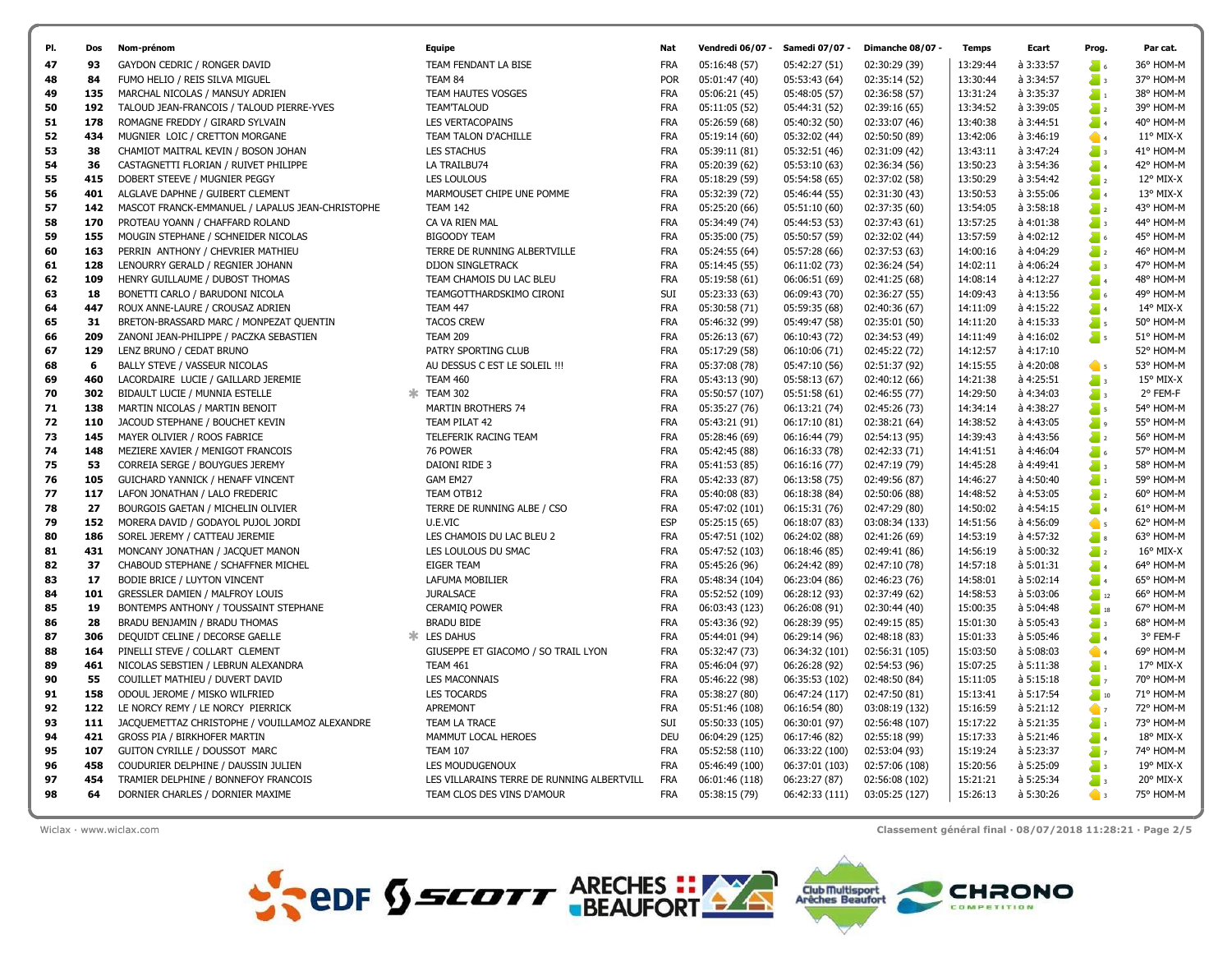| Pl. | Dos | Nom-prénom | Equipe | Nat | Vendredi 06/07 - | Samedi 07/07 - | Dimanche 08/07 - | Temps | Ecart | Prog. | Par cat. |
|---|---|---|---|---|---|---|---|---|---|---|---|
| 47 | 93 | GAYDON CEDRIC / RONGER DAVID | TEAM FENDANT LA BISE | FRA | 05:16:48 (57) | 05:42:27 (51) | 02:30:29 (39) | 13:29:44 | à 3:33:57 | 6 | 36° HOM-M |
| 48 | 84 | FUMO HELIO / REIS SILVA MIGUEL | TEAM 84 | POR | 05:01:47 (40) | 05:53:43 (64) | 02:35:14 (52) | 13:30:44 | à 3:34:57 | 3 | 37° HOM-M |
| 49 | 135 | MARCHAL NICOLAS / MANSUY ADRIEN | TEAM HAUTES VOSGES | FRA | 05:06:21 (45) | 05:48:05 (57) | 02:36:58 (57) | 13:31:24 | à 3:35:37 | 1 | 38° HOM-M |
| 50 | 192 | TALOUD JEAN-FRANCOIS / TALOUD PIERRE-YVES | TEAM'TALOUD | FRA | 05:11:05 (52) | 05:44:31 (52) | 02:39:16 (65) | 13:34:52 | à 3:39:05 | 2 | 39° HOM-M |
| 51 | 178 | ROMAGNE FREDDY / GIRARD SYLVAIN | LES VERTACOPAINS | FRA | 05:26:59 (68) | 05:40:32 (50) | 02:33:07 (46) | 13:40:38 | à 3:44:51 | 4 | 40° HOM-M |
| 52 | 434 | MUGNIER LOIC / CRETTON MORGANE | TEAM TALON D'ACHILLE | FRA | 05:19:14 (60) | 05:32:02 (44) | 02:50:50 (89) | 13:42:06 | à 3:46:19 | 4 | 11° MIX-X |
| 53 | 38 | CHAMIOT MAITRAL KEVIN / BOSON JOHAN | LES STACHUS | FRA | 05:39:11 (81) | 05:32:51 (46) | 02:31:09 (42) | 13:43:11 | à 3:47:24 | 3 | 41° HOM-M |
| 54 | 36 | CASTAGNETTI FLORIAN / RUIVET PHILIPPE | LA TRAILBU74 | FRA | 05:20:39 (62) | 05:53:10 (63) | 02:36:34 (56) | 13:50:23 | à 3:54:36 | 4 | 42° HOM-M |
| 55 | 415 | DOBERT STEEVE / MUGNIER PEGGY | LES LOULOUS | FRA | 05:18:29 (59) | 05:54:58 (65) | 02:37:02 (58) | 13:50:29 | à 3:54:42 | 2 | 12° MIX-X |
| 56 | 401 | ALGLAVE DAPHNE / GUIBERT CLEMENT | MARMOUSET CHIPE UNE POMME | FRA | 05:32:39 (72) | 05:46:44 (55) | 02:31:30 (43) | 13:50:53 | à 3:55:06 | 4 | 13° MIX-X |
| 57 | 142 | MASCOT FRANCK-EMMANUEL / LAPALUS JEAN-CHRISTOPHE | TEAM 142 | FRA | 05:25:20 (66) | 05:51:10 (60) | 02:37:35 (60) | 13:54:05 | à 3:58:18 | 2 | 43° HOM-M |
| 58 | 170 | PROTEAU YOANN / CHAFFARD ROLAND | CA VA RIEN MAL | FRA | 05:34:49 (74) | 05:44:53 (53) | 02:37:43 (61) | 13:57:25 | à 4:01:38 | 3 | 44° HOM-M |
| 59 | 155 | MOUGIN STEPHANE / SCHNEIDER NICOLAS | BIGOODY TEAM | FRA | 05:35:00 (75) | 05:50:57 (59) | 02:32:02 (44) | 13:57:59 | à 4:02:12 | 6 | 45° HOM-M |
| 60 | 163 | PERRIN ANTHONY / CHEVRIER MATHIEU | TERRE DE RUNNING ALBERTVILLE | FRA | 05:24:55 (64) | 05:57:28 (66) | 02:37:53 (63) | 14:00:16 | à 4:04:29 | 2 | 46° HOM-M |
| 61 | 128 | LENOURRY GERALD / REGNIER JOHANN | DIJON SINGLETRACK | FRA | 05:14:45 (55) | 06:11:02 (73) | 02:36:24 (54) | 14:02:11 | à 4:06:24 | 3 | 47° HOM-M |
| 62 | 109 | HENRY GUILLAUME / DUBOST THOMAS | TEAM CHAMOIS DU LAC BLEU | FRA | 05:19:58 (61) | 06:06:51 (69) | 02:41:25 (68) | 14:08:14 | à 4:12:27 | 4 | 48° HOM-M |
| 63 | 18 | BONETTI CARLO / BARUDONI NICOLA | TEAMGOTTHARDSKIMO CIRONI | SUI | 05:23:33 (63) | 06:09:43 (70) | 02:36:27 (55) | 14:09:43 | à 4:13:56 | 6 | 49° HOM-M |
| 64 | 447 | ROUX ANNE-LAURE / CROUSAZ ADRIEN | TEAM 447 | FRA | 05:30:58 (71) | 05:59:35 (68) | 02:40:36 (67) | 14:11:09 | à 4:15:22 | 4 | 14° MIX-X |
| 65 | 31 | BRETON-BRASSARD MARC / MONPEZAT QUENTIN | TACOS CREW | FRA | 05:46:32 (99) | 05:49:47 (58) | 02:35:01 (50) | 14:11:20 | à 4:15:33 | 5 | 50° HOM-M |
| 66 | 209 | ZANONI JEAN-PHILIPPE / PACZKA SEBASTIEN | TEAM 209 | FRA | 05:26:13 (67) | 06:10:43 (72) | 02:34:53 (49) | 14:11:49 | à 4:16:02 | 5 | 51° HOM-M |
| 67 | 129 | LENZ BRUNO / CEDAT BRUNO | PATRY SPORTING CLUB | FRA | 05:17:29 (58) | 06:10:06 (71) | 02:45:22 (72) | 14:12:57 | à 4:17:10 | | 52° HOM-M |
| 68 | 6 | BALLY STEVE / VASSEUR NICOLAS | AU DESSUS C EST LE SOLEIL !!! | FRA | 05:37:08 (78) | 05:47:10 (56) | 02:51:37 (92) | 14:15:55 | à 4:20:08 | 5 | 53° HOM-M |
| 69 | 460 | LACORDAIRE LUCIE / GAILLARD JEREMIE | TEAM 460 | FRA | 05:43:13 (90) | 05:58:13 (67) | 02:40:12 (66) | 14:21:38 | à 4:25:51 | 3 | 15° MIX-X |
| 70 | 302 | BIDAULT LUCIE / MUNNIA ESTELLE | * TEAM 302 | FRA | 05:50:57 (107) | 05:51:58 (61) | 02:46:55 (77) | 14:29:50 | à 4:34:03 | 3 | 2° FEM-F |
| 71 | 138 | MARTIN NICOLAS / MARTIN BENOIT | MARTIN BROTHERS 74 | FRA | 05:35:27 (76) | 06:13:21 (74) | 02:45:26 (73) | 14:34:14 | à 4:38:27 | 5 | 54° HOM-M |
| 72 | 110 | JACOUD STEPHANE / BOUCHET KEVIN | TEAM PILAT 42 | FRA | 05:43:21 (91) | 06:17:10 (81) | 02:38:21 (64) | 14:38:52 | à 4:43:05 | 9 | 55° HOM-M |
| 73 | 145 | MAYER OLIVIER / ROOS FABRICE | TELEFERIK RACING TEAM | FRA | 05:28:46 (69) | 06:16:44 (79) | 02:54:13 (95) | 14:39:43 | à 4:43:56 | 2 | 56° HOM-M |
| 74 | 148 | MEZIERE XAVIER / MENIGOT FRANCOIS | 76 POWER | FRA | 05:42:45 (88) | 06:16:33 (78) | 02:42:33 (71) | 14:41:51 | à 4:46:04 | 6 | 57° HOM-M |
| 75 | 53 | CORREIA SERGE / BOUYGUES JEREMY | DAIONI RIDE 3 | FRA | 05:41:53 (85) | 06:16:16 (77) | 02:47:19 (79) | 14:45:28 | à 4:49:41 | 3 | 58° HOM-M |
| 76 | 105 | GUICHARD YANNICK / HENAFF VINCENT | GAM EM27 | FRA | 05:42:33 (87) | 06:13:58 (75) | 02:49:56 (87) | 14:46:27 | à 4:50:40 | 1 | 59° HOM-M |
| 77 | 117 | LAFON JONATHAN / LALO FREDERIC | TEAM OTB12 | FRA | 05:40:08 (83) | 06:18:38 (84) | 02:50:06 (88) | 14:48:52 | à 4:53:05 | 2 | 60° HOM-M |
| 78 | 27 | BOURGOIS GAETAN / MICHELIN OLIVIER | TERRE DE RUNNING ALBE / CSO | FRA | 05:47:02 (101) | 06:15:31 (76) | 02:47:29 (80) | 14:50:02 | à 4:54:15 | 4 | 61° HOM-M |
| 79 | 152 | MORERA DAVID / GODAYOL PUJOL JORDI | U.E.VIC | ESP | 05:25:15 (65) | 06:18:07 (83) | 03:08:34 (133) | 14:51:56 | à 4:56:09 | 5 | 62° HOM-M |
| 80 | 186 | SOREL JEREMY / CATTEAU JEREMIE | LES CHAMOIS DU LAC BLEU 2 | FRA | 05:47:51 (102) | 06:24:02 (88) | 02:41:26 (69) | 14:53:19 | à 4:57:32 | 8 | 63° HOM-M |
| 81 | 431 | MONCANY JONATHAN / JACQUET MANON | LES LOULOUS DU SMAC | FRA | 05:47:52 (103) | 06:18:46 (85) | 02:49:41 (86) | 14:56:19 | à 5:00:32 | 2 | 16° MIX-X |
| 82 | 37 | CHABOUD STEPHANE / SCHAFFNER MICHEL | EIGER TEAM | FRA | 05:45:26 (96) | 06:24:42 (89) | 02:47:10 (78) | 14:57:18 | à 5:01:31 | 4 | 64° HOM-M |
| 83 | 17 | BODIE BRICE / LUYTON VINCENT | LAFUMA MOBILIER | FRA | 05:48:34 (104) | 06:23:04 (86) | 02:46:23 (76) | 14:58:01 | à 5:02:14 | 4 | 65° HOM-M |
| 84 | 101 | GRESSLER DAMIEN / MALFROY LOUIS | JURALSACE | FRA | 05:52:52 (109) | 06:28:12 (93) | 02:37:49 (62) | 14:58:53 | à 5:03:06 | 12 | 66° HOM-M |
| 85 | 19 | BONTEMPS ANTHONY / TOUSSAINT STEPHANE | CERAMIQ POWER | FRA | 06:03:43 (123) | 06:26:08 (91) | 02:30:44 (40) | 15:00:35 | à 5:04:48 | 18 | 67° HOM-M |
| 86 | 28 | BRADU BENJAMIN / BRADU THOMAS | BRADU BIDE | FRA | 05:43:36 (92) | 06:28:39 (95) | 02:49:15 (85) | 15:01:30 | à 5:05:43 | 3 | 68° HOM-M |
| 87 | 306 | DEQUIDT CELINE / DECORSE GAELLE | * LES DAHUS | FRA | 05:44:01 (94) | 06:29:14 (96) | 02:48:18 (83) | 15:01:33 | à 5:05:46 | 4 | 3° FEM-F |
| 88 | 164 | PINELLI STEVE / COLLART CLEMENT | GIUSEPPE ET GIACOMO / SO TRAIL LYON | FRA | 05:32:47 (73) | 06:34:32 (101) | 02:56:31 (105) | 15:03:50 | à 5:08:03 | 4 | 69° HOM-M |
| 89 | 461 | NICOLAS SEBSTIEN / LEBRUN ALEXANDRA | TEAM 461 | FRA | 05:46:04 (97) | 06:26:28 (92) | 02:54:53 (96) | 15:07:25 | à 5:11:38 | 1 | 17° MIX-X |
| 90 | 55 | COUILLET MATHIEU / DUVERT DAVID | LES MACONNAIS | FRA | 05:46:22 (98) | 06:35:53 (102) | 02:48:50 (84) | 15:11:05 | à 5:15:18 | 7 | 70° HOM-M |
| 91 | 158 | ODOUL JEROME / MISKO WILFRIED | LES TOCARDS | FRA | 05:38:27 (80) | 06:47:24 (117) | 02:47:50 (81) | 15:13:41 | à 5:17:54 | 10 | 71° HOM-M |
| 92 | 122 | LE NORCY REMY / LE NORCY PIERRICK | APREMONT | FRA | 05:51:46 (108) | 06:16:54 (80) | 03:08:19 (132) | 15:16:59 | à 5:21:12 | 7 | 72° HOM-M |
| 93 | 111 | JACQUEMETTAZ CHRISTOPHE / VOUILLAMOZ ALEXANDRE | TEAM LA TRACE | SUI | 05:50:33 (105) | 06:30:01 (97) | 02:56:48 (107) | 15:17:22 | à 5:21:35 | 1 | 73° HOM-M |
| 94 | 421 | GROSS PIA / BIRKHOFER MARTIN | MAMMUT LOCAL HEROES | DEU | 06:04:29 (125) | 06:17:46 (82) | 02:55:18 (99) | 15:17:33 | à 5:21:46 | 4 | 18° MIX-X |
| 95 | 107 | GUITON CYRILLE / DOUSSOT MARC | TEAM 107 | FRA | 05:52:58 (110) | 06:33:22 (100) | 02:53:04 (93) | 15:19:24 | à 5:23:37 | 7 | 74° HOM-M |
| 96 | 458 | COUDURIER DELPHINE / DAUSSIN JULIEN | LES MOUDUGENOUX | FRA | 05:46:49 (100) | 06:37:01 (103) | 02:57:06 (108) | 15:20:56 | à 5:25:09 | 3 | 19° MIX-X |
| 97 | 454 | TRAMIER DELPHINE / BONNEFOY FRANCOIS | LES VILLARAINS TERRE DE RUNNING ALBERTVILL | FRA | 06:01:46 (118) | 06:23:27 (87) | 02:56:08 (102) | 15:21:21 | à 5:25:34 | 3 | 20° MIX-X |
| 98 | 64 | DORNIER CHARLES / DORNIER MAXIME | TEAM CLOS DES VINS D'AMOUR | FRA | 05:38:15 (79) | 06:42:33 (111) | 03:05:25 (127) | 15:26:13 | à 5:30:26 | 3 | 75° HOM-M |

Wiclax · www.wiclax.com

**Classement général final · 08/07/2018 11:28:21**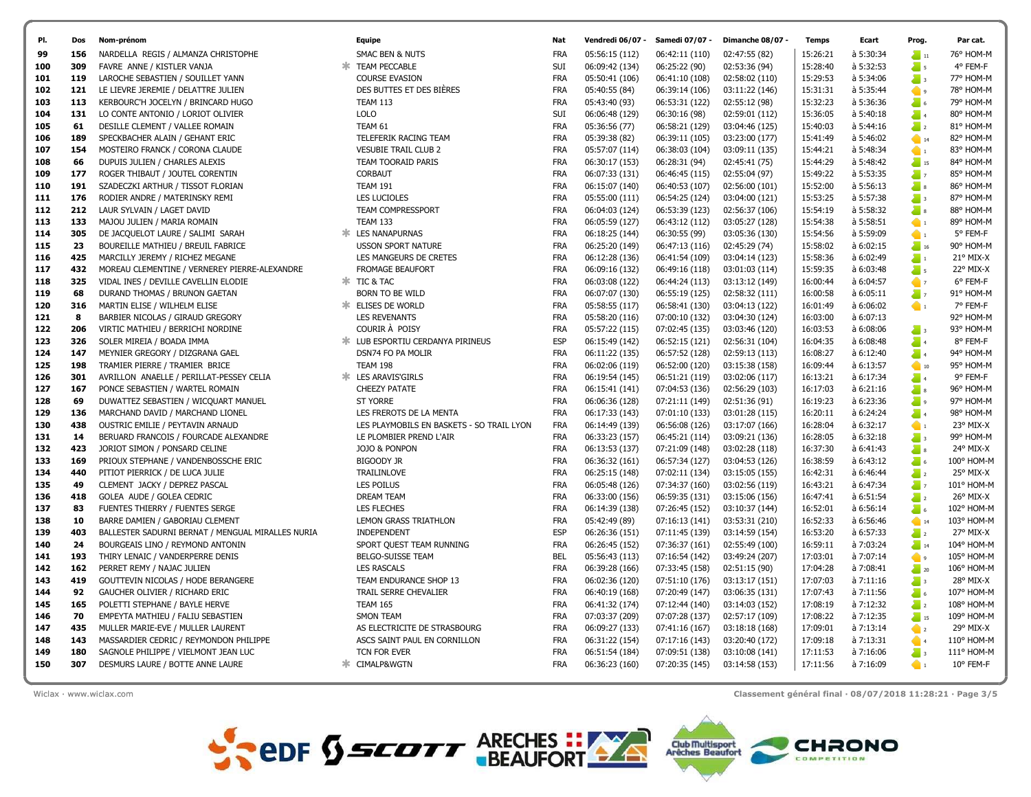| Pl. | Dos | Nom-prénom | Equipe | Nat | Vendredi 06/07 - | Samedi 07/07 - | Dimanche 08/07 - | Temps | Ecart | Prog. | Par cat. |
|---|---|---|---|---|---|---|---|---|---|---|---|
| 99 | 156 | NARDELLA REGIS / ALMANZA CHRISTOPHE | SMAC BEN & NUTS | FRA | 05:56:15 (112) | 06:42:11 (110) | 02:47:55 (82) | 15:26:21 | à 5:30:34 | 11 | 76° HOM-M |
| 100 | 309 | FAVRE ANNE / KISTLER VANJA | TEAM PECCABLE | SUI | 06:09:42 (134) | 06:25:22 (90) | 02:53:36 (94) | 15:28:40 | à 5:32:53 | 5 | 4° FEM-F |
| 101 | 119 | LAROCHE SEBASTIEN / SOUILLET YANN | COURSE EVASION | FRA | 05:50:41 (106) | 06:41:10 (108) | 02:58:02 (110) | 15:29:53 | à 5:34:06 | 3 | 77° HOM-M |
| 102 | 121 | LE LIEVRE JEREMIE / DELATTRE JULIEN | DES BUTTES ET DES BIÈRES | FRA | 05:40:55 (84) | 06:39:14 (106) | 03:11:22 (146) | 15:31:31 | à 5:35:44 | 9 | 78° HOM-M |
| 103 | 113 | KERBOURC'H JOCELYN / BRINCARD HUGO | TEAM 113 | FRA | 05:43:40 (93) | 06:53:31 (122) | 02:55:12 (98) | 15:32:23 | à 5:36:36 | 6 | 79° HOM-M |
| 104 | 131 | LO CONTE ANTONIO / LORIOT OLIVIER | LOLO | SUI | 06:06:48 (129) | 06:30:16 (98) | 02:59:01 (112) | 15:36:05 | à 5:40:18 | 4 | 80° HOM-M |
| 105 | 61 | DESILLE CLEMENT / VALLEE ROMAIN | TEAM 61 | FRA | 05:36:56 (77) | 06:58:21 (129) | 03:04:46 (125) | 15:40:03 | à 5:44:16 | 2 | 81° HOM-M |
| 106 | 189 | SPECKBACHER ALAIN / GEHANT ERIC | TELEFERIK RACING TEAM | FRA | 05:39:38 (82) | 06:39:11 (105) | 03:23:00 (177) | 15:41:49 | à 5:46:02 | 14 | 82° HOM-M |
| 107 | 154 | MOSTEIRO FRANCK / CORONA CLAUDE | VESUBIE TRAIL CLUB 2 | FRA | 05:57:07 (114) | 06:38:03 (104) | 03:09:11 (135) | 15:44:21 | à 5:48:34 | 1 | 83° HOM-M |
| 108 | 66 | DUPUIS JULIEN / CHARLES ALEXIS | TEAM TOORAID PARIS | FRA | 06:30:17 (153) | 06:28:31 (94) | 02:45:41 (75) | 15:44:29 | à 5:48:42 | 15 | 84° HOM-M |
| 109 | 177 | ROGER THIBAUT / JOUTEL CORENTIN | CORBAUT | FRA | 06:07:33 (131) | 06:46:45 (115) | 02:55:04 (97) | 15:49:22 | à 5:53:35 | 7 | 85° HOM-M |
| 110 | 191 | SZADECZKI ARTHUR / TISSOT FLORIAN | TEAM 191 | FRA | 06:15:07 (140) | 06:40:53 (107) | 02:56:00 (101) | 15:52:00 | à 5:56:13 | 8 | 86° HOM-M |
| 111 | 176 | RODIER ANDRE / MATERINSKY REMI | LES LUCIOLES | FRA | 05:55:00 (111) | 06:54:25 (124) | 03:04:00 (121) | 15:53:25 | à 5:57:38 | 3 | 87° HOM-M |
| 112 | 212 | LAUR SYLVAIN / LAGET DAVID | TEAM COMPRESSPORT | FRA | 06:04:03 (124) | 06:53:39 (123) | 02:56:37 (106) | 15:54:19 | à 5:58:32 | 8 | 88° HOM-M |
| 113 | 133 | MAJOU JULIEN / MARIA ROMAIN | TEAM 133 | FRA | 06:05:59 (127) | 06:43:12 (112) | 03:05:27 (128) | 15:54:38 | à 5:58:51 | 1 | 89° HOM-M |
| 114 | 305 | DE JACQUELOT LAURE / SALIMI SARAH | LES NANAPURNAS | FRA | 06:18:25 (144) | 06:30:55 (99) | 03:05:36 (130) | 15:54:56 | à 5:59:09 | 1 | 5° FEM-F |
| 115 | 23 | BOUREILLE MATHIEU / BREUIL FABRICE | USSON SPORT NATURE | FRA | 06:25:20 (149) | 06:47:13 (116) | 02:45:29 (74) | 15:58:02 | à 6:02:15 | 16 | 90° HOM-M |
| 116 | 425 | MARCILLY JEREMY / RICHEZ MEGANE | LES MANGEURS DE CRETES | FRA | 06:12:28 (136) | 06:41:54 (109) | 03:04:14 (123) | 15:58:36 | à 6:02:49 | 1 | 21° MIX-X |
| 117 | 432 | MOREAU CLEMENTINE / VERNEREY PIERRE-ALEXANDRE | FROMAGE BEAUFORT | FRA | 06:09:16 (132) | 06:49:16 (118) | 03:01:03 (114) | 15:59:35 | à 6:03:48 | 5 | 22° MIX-X |
| 118 | 325 | VIDAL INES / DEVILLE CAVELLIN ELODIE | TIC & TAC | FRA | 06:03:08 (122) | 06:44:24 (113) | 03:13:12 (149) | 16:00:44 | à 6:04:57 | 7 | 6° FEM-F |
| 119 | 68 | DURAND THOMAS / BRUNON GAETAN | BORN TO BE WILD | FRA | 06:07:07 (130) | 06:55:19 (125) | 02:58:32 (111) | 16:00:58 | à 6:05:11 | 7 | 91° HOM-M |
| 120 | 316 | MARTIN ELISE / WILHELM ELISE | ELISES DE WORLD | FRA | 05:58:55 (117) | 06:58:41 (130) | 03:04:13 (122) | 16:01:49 | à 6:06:02 | 1 | 7° FEM-F |
| 121 | 8 | BARBIER NICOLAS / GIRAUD GREGORY | LES REVENANTS | FRA | 05:58:20 (116) | 07:00:10 (132) | 03:04:30 (124) | 16:03:00 | à 6:07:13 | | 92° HOM-M |
| 122 | 206 | VIRTIC MATHIEU / BERRICHI NORDINE | COURIR À POISY | FRA | 05:57:22 (115) | 07:02:45 (135) | 03:03:46 (120) | 16:03:53 | à 6:08:06 | 3 | 93° HOM-M |
| 123 | 326 | SOLER MIREIA / BOADA IMMA | LUB ESPORTIU CERDANYA PIRINEUS | ESP | 06:15:49 (142) | 06:52:15 (121) | 02:56:31 (104) | 16:04:35 | à 6:08:48 | 4 | 8° FEM-F |
| 124 | 147 | MEYNIER GREGORY / DIZGRANA GAEL | DSN74 FO PA MOLIR | FRA | 06:11:22 (135) | 06:57:52 (128) | 02:59:13 (113) | 16:08:27 | à 6:12:40 | 4 | 94° HOM-M |
| 125 | 198 | TRAMIER PIERRE / TRAMIER BRICE | TEAM 198 | FRA | 06:02:06 (119) | 06:52:00 (120) | 03:15:38 (158) | 16:09:44 | à 6:13:57 | 10 | 95° HOM-M |
| 126 | 301 | AVRILLON ANAELLE / PERILLAT-PESSEY CELIA | LES ARAVIS'GIRLS | FRA | 06:19:54 (145) | 06:51:21 (119) | 03:02:06 (117) | 16:13:21 | à 6:17:34 | 4 | 9° FEM-F |
| 127 | 167 | PONCE SEBASTIEN / WARTEL ROMAIN | CHEEZY PATATE | FRA | 06:15:41 (141) | 07:04:53 (136) | 02:56:29 (103) | 16:17:03 | à 6:21:16 | 8 | 96° HOM-M |
| 128 | 69 | DUWATTEZ SEBASTIEN / WICQUART MANUEL | ST YORRE | FRA | 06:06:36 (128) | 07:21:11 (149) | 02:51:36 (91) | 16:19:23 | à 6:23:36 | 9 | 97° HOM-M |
| 129 | 136 | MARCHAND DAVID / MARCHAND LIONEL | LES FREROTS DE LA MENTA | FRA | 06:17:33 (143) | 07:01:10 (133) | 03:01:28 (115) | 16:20:11 | à 6:24:24 | 4 | 98° HOM-M |
| 130 | 438 | OUSTRIC EMILIE / PEYTAVIN ARNAUD | LES PLAYMOBILS EN BASKETS - SO TRAIL LYON | FRA | 06:14:49 (139) | 06:56:08 (126) | 03:17:07 (166) | 16:28:04 | à 6:32:17 | 1 | 23° MIX-X |
| 131 | 14 | BERUARD FRANCOIS / FOURCADE ALEXANDRE | LE PLOMBIER PREND L'AIR | FRA | 06:33:23 (157) | 06:45:21 (114) | 03:09:21 (136) | 16:28:05 | à 6:32:18 | 3 | 99° HOM-M |
| 132 | 423 | JORIOT SIMON / PONSARD CELINE | JOJO & PONPON | FRA | 06:13:53 (137) | 07:21:09 (148) | 03:02:28 (118) | 16:37:30 | à 6:41:43 | 8 | 24° MIX-X |
| 133 | 169 | PRIOUX STEPHANE / VANDENBOSSCHE ERIC | BIGOODY JR | FRA | 06:36:32 (161) | 06:57:34 (127) | 03:04:53 (126) | 16:38:59 | à 6:43:12 | 6 | 100° HOM-M |
| 134 | 440 | PITIOT PIERRICK / DE LUCA JULIE | TRAILINLOVE | FRA | 06:25:15 (148) | 07:02:11 (134) | 03:15:05 (155) | 16:42:31 | à 6:46:44 | 2 | 25° MIX-X |
| 135 | 49 | CLEMENT JACKY / DEPREZ PASCAL | LES POILUS | FRA | 06:05:48 (126) | 07:34:37 (160) | 03:02:56 (119) | 16:43:21 | à 6:47:34 | 7 | 101° HOM-M |
| 136 | 418 | GOLEA AUDE / GOLEA CEDRIC | DREAM TEAM | FRA | 06:33:00 (156) | 06:59:35 (131) | 03:15:06 (156) | 16:47:41 | à 6:51:54 | 2 | 26° MIX-X |
| 137 | 83 | FUENTES THIERRY / FUENTES SERGE | LES FLECHES | FRA | 06:14:39 (138) | 07:26:45 (152) | 03:10:37 (144) | 16:52:01 | à 6:56:14 | 6 | 102° HOM-M |
| 138 | 10 | BARRE DAMIEN / GABORIAU CLEMENT | LEMON GRASS TRIATHLON | FRA | 05:42:49 (89) | 07:16:13 (141) | 03:53:31 (210) | 16:52:33 | à 6:56:46 | 14 | 103° HOM-M |
| 139 | 403 | BALLESTER SADURNI BERNAT / MENGUAL MIRALLES NURIA | INDEPENDENT | ESP | 06:26:36 (151) | 07:11:45 (139) | 03:14:59 (154) | 16:53:20 | à 6:57:33 | 2 | 27° MIX-X |
| 140 | 24 | BOURGEAIS LINO / REYMOND ANTONIN | SPORT QUEST TEAM RUNNING | FRA | 06:26:45 (152) | 07:36:37 (161) | 02:55:49 (100) | 16:59:11 | à 7:03:24 | 14 | 104° HOM-M |
| 141 | 193 | THIRY LENAIC / VANDERPERRE DENIS | BELGO-SUISSE TEAM | BEL | 05:56:43 (113) | 07:16:54 (142) | 03:49:24 (207) | 17:03:01 | à 7:07:14 | 9 | 105° HOM-M |
| 142 | 162 | PERRET REMY / NAJAC JULIEN | LES RASCALS | FRA | 06:39:28 (166) | 07:33:45 (158) | 02:51:15 (90) | 17:04:28 | à 7:08:41 | 20 | 106° HOM-M |
| 143 | 419 | GOUTTEVIN NICOLAS / HODE BERANGERE | TEAM ENDURANCE SHOP 13 | FRA | 06:02:36 (120) | 07:51:10 (176) | 03:13:17 (151) | 17:07:03 | à 7:11:16 | 3 | 28° MIX-X |
| 144 | 92 | GAUCHER OLIVIER / RICHARD ERIC | TRAIL SERRE CHEVALIER | FRA | 06:40:19 (168) | 07:20:49 (147) | 03:06:35 (131) | 17:07:43 | à 7:11:56 | 6 | 107° HOM-M |
| 145 | 165 | POLETTI STEPHANE / BAYLE HERVE | TEAM 165 | FRA | 06:41:32 (174) | 07:12:44 (140) | 03:14:03 (152) | 17:08:19 | à 7:12:32 | 2 | 108° HOM-M |
| 146 | 70 | EMPEYTA MATHIEU / FALIU SEBASTIEN | SMON TEAM | FRA | 07:03:37 (209) | 07:07:28 (137) | 02:57:17 (109) | 17:08:22 | à 7:12:35 | 15 | 109° HOM-M |
| 147 | 435 | MULLER MARIE-EVE / MULLER LAURENT | AS ELECTRICITE DE STRASBOURG | FRA | 06:09:27 (133) | 07:41:16 (167) | 03:18:18 (168) | 17:09:01 | à 7:13:14 | 2 | 29° MIX-X |
| 148 | 143 | MASSARDIER CEDRIC / REYMONDON PHILIPPE | ASCS SAINT PAUL EN CORNILLON | FRA | 06:31:22 (154) | 07:17:16 (143) | 03:20:40 (172) | 17:09:18 | à 7:13:31 | 4 | 110° HOM-M |
| 149 | 180 | SAGNOLE PHILIPPE / VIELMONT JEAN LUC | TCN FOR EVER | FRA | 06:51:54 (184) | 07:09:51 (138) | 03:10:08 (141) | 17:11:53 | à 7:16:06 | 3 | 111° HOM-M |
| 150 | 307 | DESMURS LAURE / BOTTE ANNE LAURE | CIMALP&WGTN | FRA | 06:36:23 (160) | 07:20:35 (145) | 03:14:58 (153) | 17:11:56 | à 7:16:09 | 1 | 10° FEM-F |

Wiclax · www.wiclax.com

Classement général final · 08/07/2018 11:28:21 · Page 3/5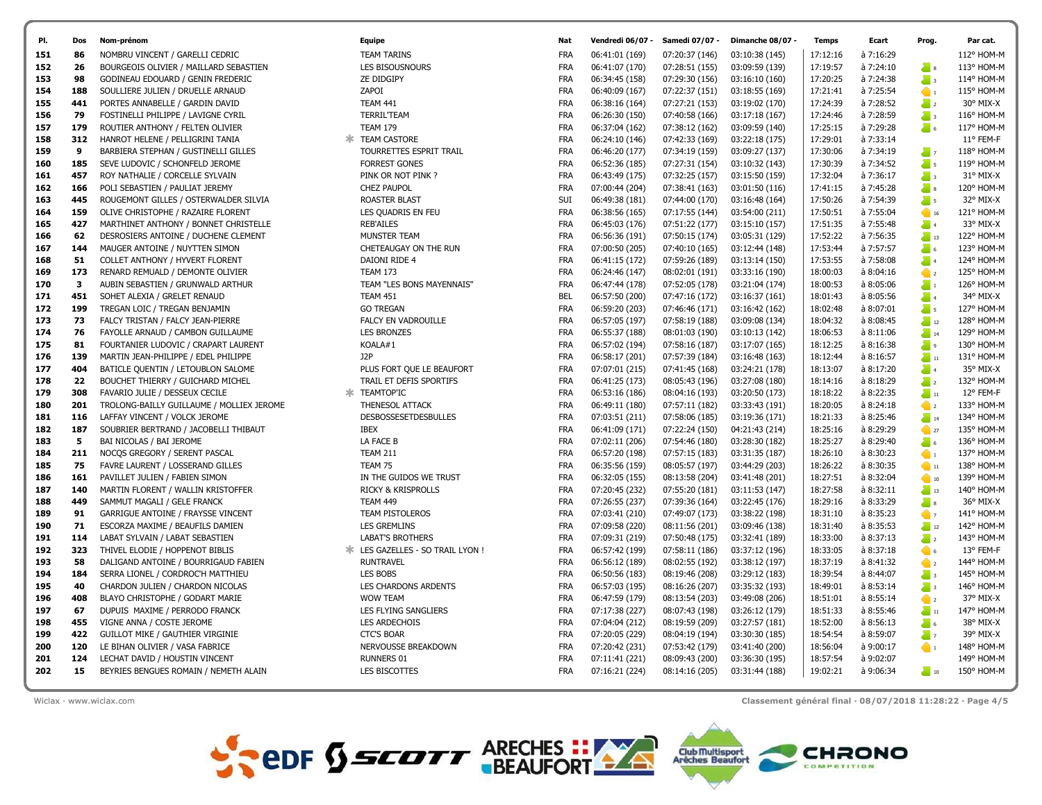| Pl. | Dos | Nom-prénom | Equipe | Nat | Vendredi 06/07 - | Samedi 07/07 - | Dimanche 08/07 - | Temps | Ecart | Prog. | Par cat. |
|---|---|---|---|---|---|---|---|---|---|---|---|
| 151 | 86 | NOMBRU VINCENT / GARELLI CEDRIC | TEAM TARINS | FRA | 06:41:01 (169) | 07:20:37 (146) | 03:10:38 (145) | 17:12:16 | à 7:16:29 | | 112° HOM-M |
| 152 | 26 | BOURGEOIS OLIVIER / MAILLARD SEBASTIEN | LES BISOUSNOURS | FRA | 06:41:07 (170) | 07:28:51 (155) | 03:09:59 (139) | 17:19:57 | à 7:24:10 | 8 | 113° HOM-M |
| 153 | 98 | GODINEAU EDOUARD / ZEIN FREDERIC | ZE DIDGIPY | FRA | 06:34:45 (158) | 07:29:30 (156) | 03:16:10 (160) | 17:20:25 | à 7:24:38 | 3 | 114° HOM-M |
| 154 | 188 | SOULLIERE JULIEN / DRUELLE ARNAUD | ZAPOI | FRA | 06:40:09 (167) | 07:22:37 (151) | 03:18:55 (169) | 17:21:41 | à 7:25:54 | 1 | 115° HOM-M |
| 155 | 441 | PORTES ANNABELLE / GARDIN DAVID | TEAM 441 | FRA | 06:38:16 (164) | 07:27:21 (153) | 03:19:02 (170) | 17:24:39 | à 7:28:52 | 2 | 30° MIX-X |
| 156 | 79 | FOSTINELLI PHILIPPE / LAVIGNE CYRIL | TERRIL'TEAM | FRA | 06:26:30 (150) | 07:40:58 (166) | 03:17:18 (167) | 17:24:46 | à 7:28:59 | 3 | 116° HOM-M |
| 157 | 179 | ROUTIER ANTHONY / FELTEN OLIVIER | TEAM 179 | FRA | 06:37:04 (162) | 07:38:12 (162) | 03:09:59 (140) | 17:25:15 | à 7:29:28 | 6 | 117° HOM-M |
| 158 | 312 | HANROT HELENE / PELLIGRINI TANIA | * TEAM CASTORE | FRA | 06:24:10 (146) | 07:42:33 (169) | 03:22:18 (175) | 17:29:01 | à 7:33:14 | | 11° FEM-F |
| 159 | 9 | BARBIERA STEPHAN / GUSTINELLI GILLES | TOURRETTES ESPRIT TRAIL | FRA | 06:46:20 (177) | 07:34:19 (159) | 03:09:27 (137) | 17:30:06 | à 7:34:19 | 7 | 118° HOM-M |
| 160 | 185 | SEVE LUDOVIC / SCHONFELD JEROME | FORREST GONES | FRA | 06:52:36 (185) | 07:27:31 (154) | 03:10:32 (143) | 17:30:39 | à 7:34:52 | 5 | 119° HOM-M |
| 161 | 457 | ROY NATHALIE / CORCELLE SYLVAIN | PINK OR NOT PINK ? | FRA | 06:43:49 (175) | 07:32:25 (157) | 03:15:50 (159) | 17:32:04 | à 7:36:17 | 3 | 31° MIX-X |
| 162 | 166 | POLI SEBASTIEN / PAULIAT JEREMY | CHEZ PAUPOL | FRA | 07:00:44 (204) | 07:38:41 (163) | 03:01:50 (116) | 17:41:15 | à 7:45:28 | 8 | 120° HOM-M |
| 163 | 445 | ROUGEMONT GILLES / OSTERWALDER SILVIA | ROASTER BLAST | SUI | 06:49:38 (181) | 07:44:00 (170) | 03:16:48 (164) | 17:50:26 | à 7:54:39 | 5 | 32° MIX-X |
| 164 | 159 | OLIVE CHRISTOPHE / RAZAIRE FLORENT | LES QUADRIS EN FEU | FRA | 06:38:56 (165) | 07:17:55 (144) | 03:54:00 (211) | 17:50:51 | à 7:55:04 | 16 | 121° HOM-M |
| 165 | 427 | MARTHINET ANTHONY / BONNET CHRISTELLE | REB'AILES | FRA | 06:45:03 (176) | 07:51:22 (177) | 03:15:10 (157) | 17:51:35 | à 7:55:48 | 4 | 33° MIX-X |
| 166 | 62 | DESROSIERS ANTOINE / DUCHENE CLEMENT | MUNSTER TEAM | FRA | 06:56:36 (191) | 07:50:15 (174) | 03:05:31 (129) | 17:52:22 | à 7:56:35 | 13 | 122° HOM-M |
| 167 | 144 | MAUGER ANTOINE / NUYTTEN SIMON | CHETEAUGAY ON THE RUN | FRA | 07:00:50 (205) | 07:40:10 (165) | 03:12:44 (148) | 17:53:44 | à 7:57:57 | 6 | 123° HOM-M |
| 168 | 51 | COLLET ANTHONY / HYVERT FLORENT | DAIONI RIDE 4 | FRA | 06:41:15 (172) | 07:59:26 (189) | 03:13:14 (150) | 17:53:55 | à 7:58:08 | 4 | 124° HOM-M |
| 169 | 173 | RENARD REMUALD / DEMONTE OLIVIER | TEAM 173 | FRA | 06:24:46 (147) | 08:02:01 (191) | 03:33:16 (190) | 18:00:03 | à 8:04:16 | 2 | 125° HOM-M |
| 170 | 3 | AUBIN SEBASTIEN / GRUNWALD ARTHUR | TEAM "LES BONS MAYENNAIS" | FRA | 06:47:44 (178) | 07:52:05 (178) | 03:21:04 (174) | 18:00:53 | à 8:05:06 | 1 | 126° HOM-M |
| 171 | 451 | SOHET ALEXIA / GRELET RENAUD | TEAM 451 | BEL | 06:57:50 (200) | 07:47:16 (172) | 03:16:37 (161) | 18:01:43 | à 8:05:56 | 4 | 34° MIX-X |
| 172 | 199 | TREGAN LOIC / TREGAN BENJAMIN | GO TREGAN | FRA | 06:59:20 (203) | 07:46:46 (171) | 03:16:42 (162) | 18:02:48 | à 8:07:01 | 5 | 127° HOM-M |
| 173 | 73 | FALCY TRISTAN / FALCY JEAN-PIERRE | FALCY EN VADROUILLE | FRA | 06:57:05 (197) | 07:58:19 (188) | 03:09:08 (134) | 18:04:32 | à 8:08:45 | 12 | 128° HOM-M |
| 174 | 76 | FAYOLLE ARNAUD / CAMBON GUILLAUME | LES BRONZES | FRA | 06:55:37 (188) | 08:01:03 (190) | 03:10:13 (142) | 18:06:53 | à 8:11:06 | 14 | 129° HOM-M |
| 175 | 81 | FOURTANIER LUDOVIC / CRAPART LAURENT | KOALA#1 | FRA | 06:57:02 (194) | 07:58:16 (187) | 03:17:07 (165) | 18:12:25 | à 8:16:38 | 9 | 130° HOM-M |
| 176 | 139 | MARTIN JEAN-PHILIPPE / EDEL PHILIPPE | J2P | FRA | 06:58:17 (201) | 07:57:39 (184) | 03:16:48 (163) | 18:12:44 | à 8:16:57 | 11 | 131° HOM-M |
| 177 | 404 | BATICLE QUENTIN / LETOUBLON SALOME | PLUS FORT QUE LE BEAUFORT | FRA | 07:07:01 (215) | 07:41:45 (168) | 03:24:21 (178) | 18:13:07 | à 8:17:20 | 4 | 35° MIX-X |
| 178 | 22 | BOUCHET THIERRY / GUICHARD MICHEL | TRAIL ET DEFIS SPORTIFS | FRA | 06:41:25 (173) | 08:05:43 (196) | 03:27:08 (180) | 18:14:16 | à 8:18:29 | 2 | 132° HOM-M |
| 179 | 308 | FAVARIO JULIE / DESSEUX CECILE | * TEAMTOP'IC | FRA | 06:53:16 (186) | 08:04:16 (193) | 03:20:50 (173) | 18:18:22 | à 8:22:35 | 11 | 12° FEM-F |
| 180 | 201 | TROLONG-BAILLY GUILLAUME / MOLLIEX JEROME | THENESOL ATTACK | FRA | 06:49:11 (180) | 07:57:11 (182) | 03:33:43 (191) | 18:20:05 | à 8:24:18 | 2 | 133° HOM-M |
| 181 | 116 | LAFFAY VINCENT / VOLCK JEROME | DESBOSSESETDESBULLES | FRA | 07:03:51 (211) | 07:58:06 (185) | 03:19:36 (171) | 18:21:33 | à 8:25:46 | 14 | 134° HOM-M |
| 182 | 187 | SOUBRIER BERTRAND / JACOBELLI THIBAUT | IBEX | FRA | 06:41:09 (171) | 07:22:24 (150) | 04:21:43 (214) | 18:25:16 | à 8:29:29 | 27 | 135° HOM-M |
| 183 | 5 | BAI NICOLAS / BAI JEROME | LA FACE B | FRA | 07:02:11 (206) | 07:54:46 (180) | 03:28:30 (182) | 18:25:27 | à 8:29:40 | 6 | 136° HOM-M |
| 184 | 211 | NOCQS GREGORY / SERENT PASCAL | TEAM 211 | FRA | 06:57:20 (198) | 07:57:15 (183) | 03:31:35 (187) | 18:26:10 | à 8:30:23 | 1 | 137° HOM-M |
| 185 | 75 | FAVRE LAURENT / LOSSERAND GILLES | TEAM 75 | FRA | 06:35:56 (159) | 08:05:57 (197) | 03:44:29 (203) | 18:26:22 | à 8:30:35 | 11 | 138° HOM-M |
| 186 | 161 | PAVILLET JULIEN / FABIEN SIMON | IN THE GUIDOS WE TRUST | FRA | 06:32:05 (155) | 08:13:58 (204) | 03:41:48 (201) | 18:27:51 | à 8:32:04 | 10 | 139° HOM-M |
| 187 | 140 | MARTIN FLORENT / WALLIN KRISTOFFER | RICKY & KRISPROLLS | FRA | 07:20:45 (232) | 07:55:20 (181) | 03:11:53 (147) | 18:27:58 | à 8:32:11 | 13 | 140° HOM-M |
| 188 | 449 | SAMMUT MAGALI / GELE FRANCK | TEAM 449 | FRA | 07:26:55 (237) | 07:39:36 (164) | 03:22:45 (176) | 18:29:16 | à 8:33:29 | 8 | 36° MIX-X |
| 189 | 91 | GARRIGUE ANTOINE / FRAYSSE VINCENT | TEAM PISTOLEROS | FRA | 07:03:41 (210) | 07:49:07 (173) | 03:38:22 (198) | 18:31:10 | à 8:35:23 | 7 | 141° HOM-M |
| 190 | 71 | ESCORZA MAXIME / BEAUFILS DAMIEN | LES GREMLINS | FRA | 07:09:58 (220) | 08:11:56 (201) | 03:09:46 (138) | 18:31:40 | à 8:35:53 | 12 | 142° HOM-M |
| 191 | 114 | LABAT SYLVAIN / LABAT SEBASTIEN | LABAT'S BROTHERS | FRA | 07:09:31 (219) | 07:50:48 (175) | 03:32:41 (189) | 18:33:00 | à 8:37:13 | 2 | 143° HOM-M |
| 192 | 323 | THIVEL ELODIE / HOPPENOT BIBLIS | * LES GAZELLES - SO TRAIL LYON ! | FRA | 06:57:42 (199) | 07:58:11 (186) | 03:37:12 (196) | 18:33:05 | à 8:37:18 | 6 | 13° FEM-F |
| 193 | 58 | DALIGAND ANTOINE / BOURRIGAUD FABIEN | RUNTRAVEL | FRA | 06:56:12 (189) | 08:02:55 (192) | 03:38:12 (197) | 18:37:19 | à 8:41:32 | 2 | 144° HOM-M |
| 194 | 184 | SERRA LIONEL / CORDROC'H MATTHIEU | LES BOBS | FRA | 06:50:56 (183) | 08:19:46 (208) | 03:29:12 (183) | 18:39:54 | à 8:44:07 | 3 | 145° HOM-M |
| 195 | 40 | CHARDON JULIEN / CHARDON NICOLAS | LES CHARDONS ARDENTS | FRA | 06:57:03 (195) | 08:16:26 (207) | 03:35:32 (193) | 18:49:01 | à 8:53:14 | 3 | 146° HOM-M |
| 196 | 408 | BLAYO CHRISTOPHE / GODART MARIE | WOW TEAM | FRA | 06:47:59 (179) | 08:13:54 (203) | 03:49:08 (206) | 18:51:01 | à 8:55:14 | 2 | 37° MIX-X |
| 197 | 67 | DUPUIS MAXIME / PERRODO FRANCK | LES FLYING SANGLIERS | FRA | 07:17:38 (227) | 08:07:43 (198) | 03:26:12 (179) | 18:51:33 | à 8:55:46 | 11 | 147° HOM-M |
| 198 | 455 | VIGNE ANNA / COSTE JEROME | LES ARDECHOIS | FRA | 07:04:04 (212) | 08:19:59 (209) | 03:27:57 (181) | 18:52:00 | à 8:56:13 | 6 | 38° MIX-X |
| 199 | 422 | GUILLOT MIKE / GAUTHIER VIRGINIE | CTC'S BOAR | FRA | 07:20:05 (229) | 08:04:19 (194) | 03:30:30 (185) | 18:54:54 | à 8:59:07 | 7 | 39° MIX-X |
| 200 | 120 | LE BIHAN OLIVIER / VASA FABRICE | NERVOUSSE BREAKDOWN | FRA | 07:20:42 (231) | 07:53:42 (179) | 03:41:40 (200) | 18:56:04 | à 9:00:17 | 1 | 148° HOM-M |
| 201 | 124 | LECHAT DAVID / HOUSTIN VINCENT | RUNNERS 01 | FRA | 07:11:41 (221) | 08:09:43 (200) | 03:36:30 (195) | 18:57:54 | à 9:02:07 | | 149° HOM-M |
| 202 | 15 | BEYRIES BENGUES ROMAIN / NEMETH ALAIN | LES BISCOTTES | FRA | 07:16:21 (224) | 08:14:16 (205) | 03:31:44 (188) | 19:02:21 | à 9:06:34 | 10 | 150° HOM-M |

Wiclax · www.wiclax.com

Classement général final · 08/07/2018 11:28:22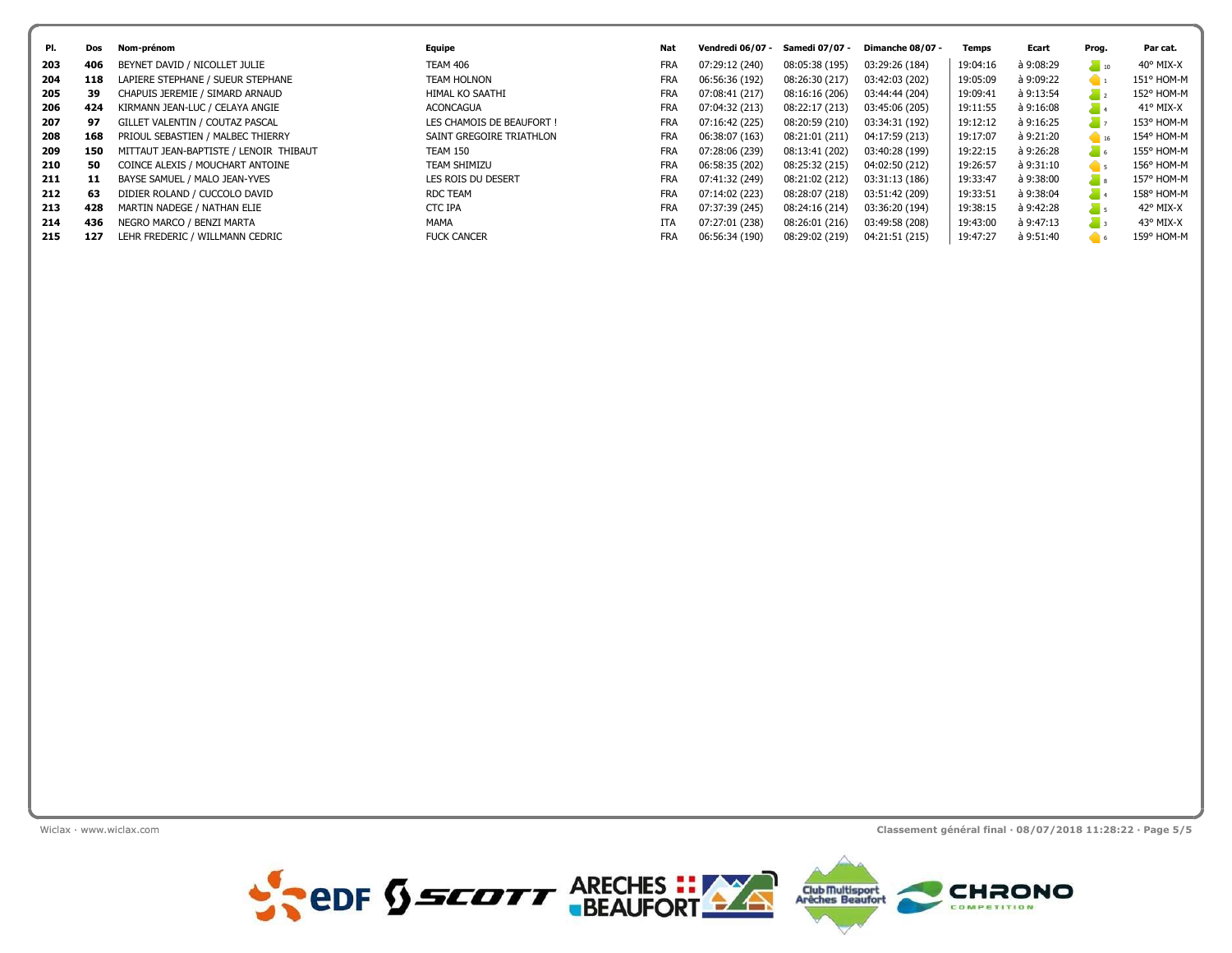| Pl. | Dos | Nom-prénom | Equipe | Nat | Vendredi 06/07 - | Samedi 07/07 - | Dimanche 08/07 - | Temps | Ecart | Prog. | Par cat. |
|---|---|---|---|---|---|---|---|---|---|---|---|
| **203** | **406** | BEYNET DAVID / NICOLLET JULIE | TEAM 406 | FRA | 07:29:12 (240) | 08:05:38 (195) | 03:29:26 (184) | 19:04:16 | à 9:08:29 | 10 | 40° MIX-X |
| **204** | **118** | LAPIERE STEPHANE / SUEUR STEPHANE | TEAM HOLNON | FRA | 06:56:36 (192) | 08:26:30 (217) | 03:42:03 (202) | 19:05:09 | à 9:09:22 | 1 | 151° HOM-M |
| **205** | **39** | CHAPUIS JEREMIE / SIMARD ARNAUD | HIMAL KO SAATHI | FRA | 07:08:41 (217) | 08:16:16 (206) | 03:44:44 (204) | 19:09:41 | à 9:13:54 | 2 | 152° HOM-M |
| **206** | **424** | KIRMANN JEAN-LUC / CELAYA ANGIE | ACONCAGUA | FRA | 07:04:32 (213) | 08:22:17 (213) | 03:45:06 (205) | 19:11:55 | à 9:16:08 | 4 | 41° MIX-X |
| **207** | **97** | GILLET VALENTIN / COUTAZ PASCAL | LES CHAMOIS DE BEAUFORT ! | FRA | 07:16:42 (225) | 08:20:59 (210) | 03:34:31 (192) | 19:12:12 | à 9:16:25 | 7 | 153° HOM-M |
| **208** | **168** | PRIOUL SEBASTIEN / MALBEC THIERRY | SAINT GREGOIRE TRIATHLON | FRA | 06:38:07 (163) | 08:21:01 (211) | 04:17:59 (213) | 19:17:07 | à 9:21:20 | 16 | 154° HOM-M |
| **209** | **150** | MITTAUT JEAN-BAPTISTE / LENOIR THIBAUT | TEAM 150 | FRA | 07:28:06 (239) | 08:13:41 (202) | 03:40:28 (199) | 19:22:15 | à 9:26:28 | 6 | 155° HOM-M |
| **210** | **50** | COINCE ALEXIS / MOUCHART ANTOINE | TEAM SHIMIZU | FRA | 06:58:35 (202) | 08:25:32 (215) | 04:02:50 (212) | 19:26:57 | à 9:31:10 | 5 | 156° HOM-M |
| **211** | **11** | BAYSE SAMUEL / MALO JEAN-YVES | LES ROIS DU DESERT | FRA | 07:41:32 (249) | 08:21:02 (212) | 03:31:13 (186) | 19:33:47 | à 9:38:00 | 8 | 157° HOM-M |
| **212** | **63** | DIDIER ROLAND / CUCCOLO DAVID | RDC TEAM | FRA | 07:14:02 (223) | 08:28:07 (218) | 03:51:42 (209) | 19:33:51 | à 9:38:04 | 4 | 158° HOM-M |
| **213** | **428** | MARTIN NADEGE / NATHAN ELIE | CTC IPA | FRA | 07:37:39 (245) | 08:24:16 (214) | 03:36:20 (194) | 19:38:15 | à 9:42:28 | 5 | 42° MIX-X |
| **214** | **436** | NEGRO MARCO / BENZI MARTA | MAMA | ITA | 07:27:01 (238) | 08:26:01 (216) | 03:49:58 (208) | 19:43:00 | à 9:47:13 | 3 | 43° MIX-X |
| **215** | **127** | LEHR FREDERIC / WILLMANN CEDRIC | FUCK CANCER | FRA | 06:56:34 (190) | 08:29:02 (219) | 04:21:51 (215) | 19:47:27 | à 9:51:40 | 6 | 159° HOM-M |

Wiclax · www.wiclax.com

**Classement général final · 08/07/2018 11:28:22**